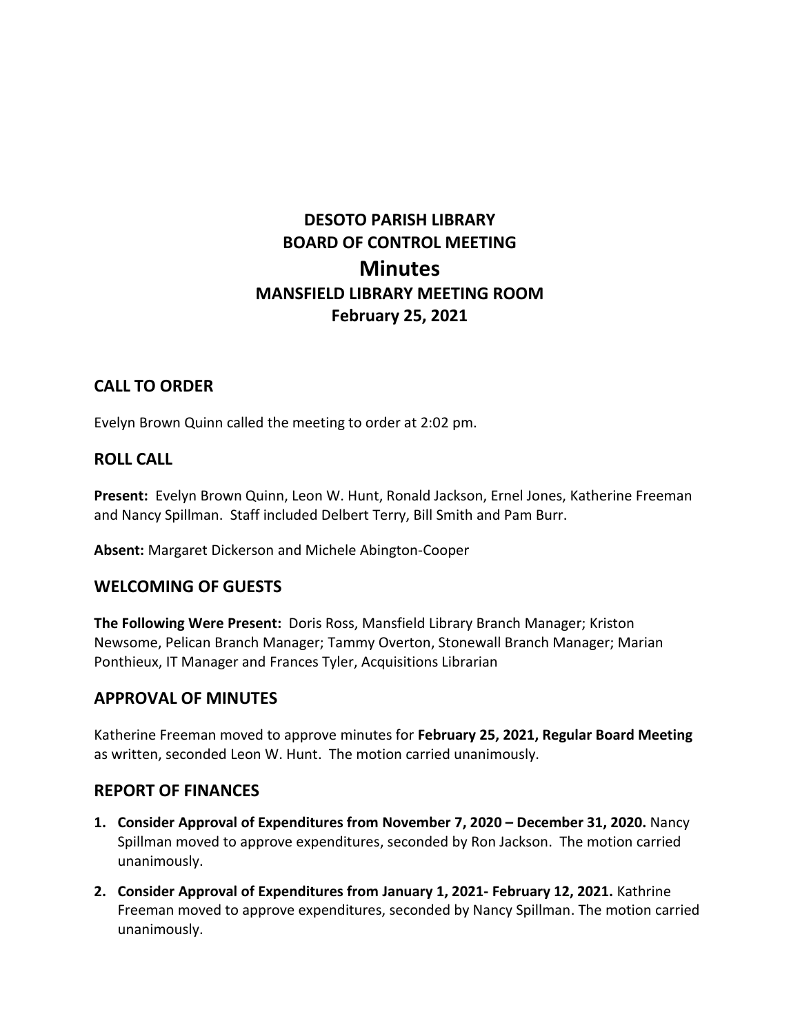# DESOTO PARISH LIBRARY
# BOARD OF CONTROL MEETING
# Minutes
## MANSFIELD LIBRARY MEETING ROOM
## February 25, 2021

## CALL TO ORDER

Evelyn Brown Quinn called the meeting to order at 2:02 pm.

## ROLL CALL

**Present:** Evelyn Brown Quinn, Leon W. Hunt, Ronald Jackson, Ernel Jones, Katherine Freeman and Nancy Spillman. Staff included Delbert Terry, Bill Smith and Pam Burr.

**Absent:** Margaret Dickerson and Michele Abington-Cooper

## WELCOMING OF GUESTS

**The Following Were Present:** Doris Ross, Mansfield Library Branch Manager; Kriston Newsome, Pelican Branch Manager; Tammy Overton, Stonewall Branch Manager; Marian Ponthieux, IT Manager and Frances Tyler, Acquisitions Librarian

## APPROVAL OF MINUTES

Katherine Freeman moved to approve minutes for **February 25, 2021, Regular Board Meeting** as written, seconded Leon W. Hunt. The motion carried unanimously.

## REPORT OF FINANCES

1. **Consider Approval of Expenditures from November 7, 2020 – December 31, 2020.** Nancy Spillman moved to approve expenditures, seconded by Ron Jackson. The motion carried unanimously.
2. **Consider Approval of Expenditures from January 1, 2021- February 12, 2021.** Kathrine Freeman moved to approve expenditures, seconded by Nancy Spillman. The motion carried unanimously.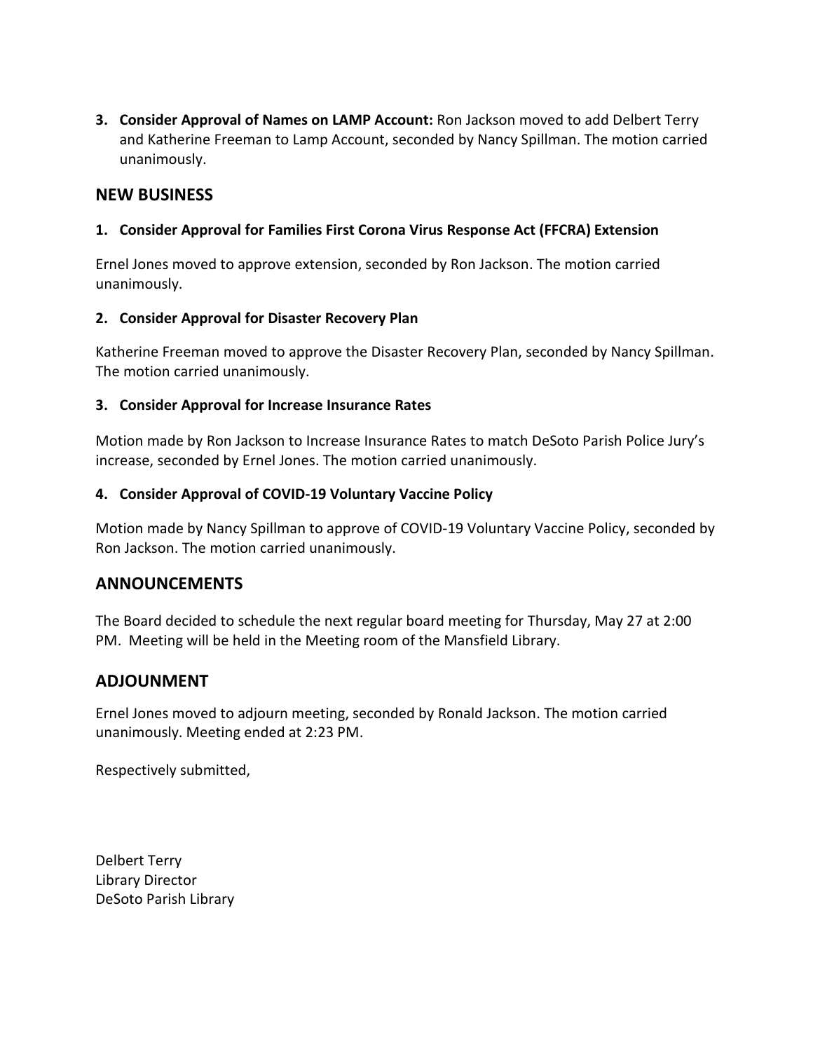3. **Consider Approval of Names on LAMP Account:** Ron Jackson moved to add Delbert Terry and Katherine Freeman to Lamp Account, seconded by Nancy Spillman. The motion carried unanimously.

## NEW BUSINESS

**1. Consider Approval for Families First Corona Virus Response Act (FFCRA) Extension**

Ernel Jones moved to approve extension, seconded by Ron Jackson. The motion carried unanimously.

**2. Consider Approval for Disaster Recovery Plan**

Katherine Freeman moved to approve the Disaster Recovery Plan, seconded by Nancy Spillman. The motion carried unanimously.

**3. Consider Approval for Increase Insurance Rates**

Motion made by Ron Jackson to Increase Insurance Rates to match DeSoto Parish Police Jury's increase, seconded by Ernel Jones. The motion carried unanimously.

**4. Consider Approval of COVID-19 Voluntary Vaccine Policy**

Motion made by Nancy Spillman to approve of COVID-19 Voluntary Vaccine Policy, seconded by Ron Jackson. The motion carried unanimously.

## ANNOUNCEMENTS

The Board decided to schedule the next regular board meeting for Thursday, May 27 at 2:00 PM. Meeting will be held in the Meeting room of the Mansfield Library.

## ADJOUNMENT

Ernel Jones moved to adjourn meeting, seconded by Ronald Jackson. The motion carried unanimously. Meeting ended at 2:23 PM.

Respectively submitted,

Delbert Terry
Library Director
DeSoto Parish Library